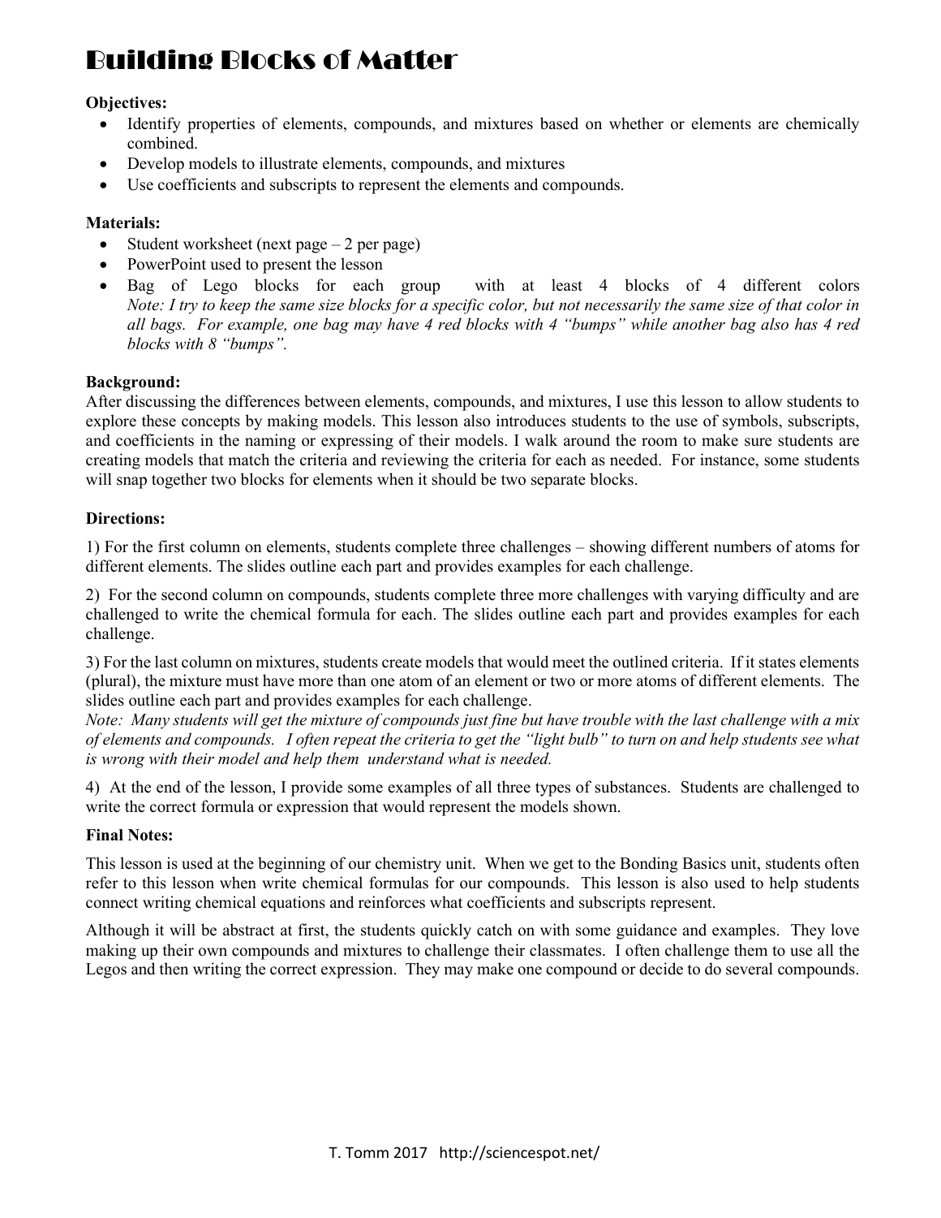# Building Blocks of Matter

**Objectives:**

- Identify properties of elements, compounds, and mixtures based on whether or elements are chemically combined.
- Develop models to illustrate elements, compounds, and mixtures
- Use coefficients and subscripts to represent the elements and compounds.

**Materials:**

- Student worksheet (next page – 2 per page)
- PowerPoint used to present the lesson
- Bag of Lego blocks for each group with at least 4 blocks of 4 different colors
  *Note: I try to keep the same size blocks for a specific color, but not necessarily the same size of that color in all bags. For example, one bag may have 4 red blocks with 4 "bumps" while another bag also has 4 red blocks with 8 "bumps".*

**Background:**

After discussing the differences between elements, compounds, and mixtures, I use this lesson to allow students to explore these concepts by making models. This lesson also introduces students to the use of symbols, subscripts, and coefficients in the naming or expressing of their models. I walk around the room to make sure students are creating models that match the criteria and reviewing the criteria for each as needed. For instance, some students will snap together two blocks for elements when it should be two separate blocks.

**Directions:**

1) For the first column on elements, students complete three challenges – showing different numbers of atoms for different elements. The slides outline each part and provides examples for each challenge.

2) For the second column on compounds, students complete three more challenges with varying difficulty and are challenged to write the chemical formula for each. The slides outline each part and provides examples for each challenge.

3) For the last column on mixtures, students create models that would meet the outlined criteria. If it states elements (plural), the mixture must have more than one atom of an element or two or more atoms of different elements. The slides outline each part and provides examples for each challenge.
*Note: Many students will get the mixture of compounds just fine but have trouble with the last challenge with a mix of elements and compounds. I often repeat the criteria to get the "light bulb" to turn on and help students see what is wrong with their model and help them understand what is needed.*

4) At the end of the lesson, I provide some examples of all three types of substances. Students are challenged to write the correct formula or expression that would represent the models shown.

**Final Notes:**

This lesson is used at the beginning of our chemistry unit. When we get to the Bonding Basics unit, students often refer to this lesson when write chemical formulas for our compounds. This lesson is also used to help students connect writing chemical equations and reinforces what coefficients and subscripts represent.

Although it will be abstract at first, the students quickly catch on with some guidance and examples. They love making up their own compounds and mixtures to challenge their classmates. I often challenge them to use all the Legos and then writing the correct expression. They may make one compound or decide to do several compounds.

T. Tomm 2017 http://sciencespot.net/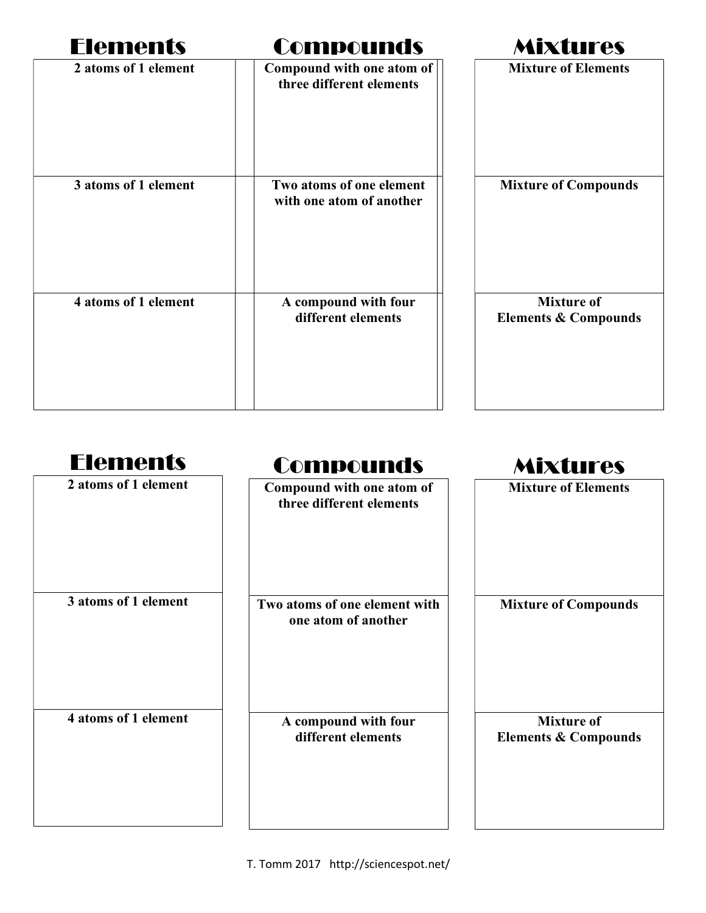| Elements | Compounds | Mixtures |
| --- | --- | --- |
| 2 atoms of 1 element | Compound with one atom of three different elements | Mixture of Elements |
| 3 atoms of 1 element | Two atoms of one element with one atom of another | Mixture of Compounds |
| 4 atoms of 1 element | A compound with four different elements | Mixture of Elements & Compounds |

| Elements | Compounds | Mixtures |
| --- | --- | --- |
| 2 atoms of 1 element | Compound with one atom of three different elements | Mixture of Elements |
| 3 atoms of 1 element | Two atoms of one element with one atom of another | Mixture of Compounds |
| 4 atoms of 1 element | A compound with four different elements | Mixture of Elements & Compounds |

T. Tomm 2017 http://sciencespot.net/